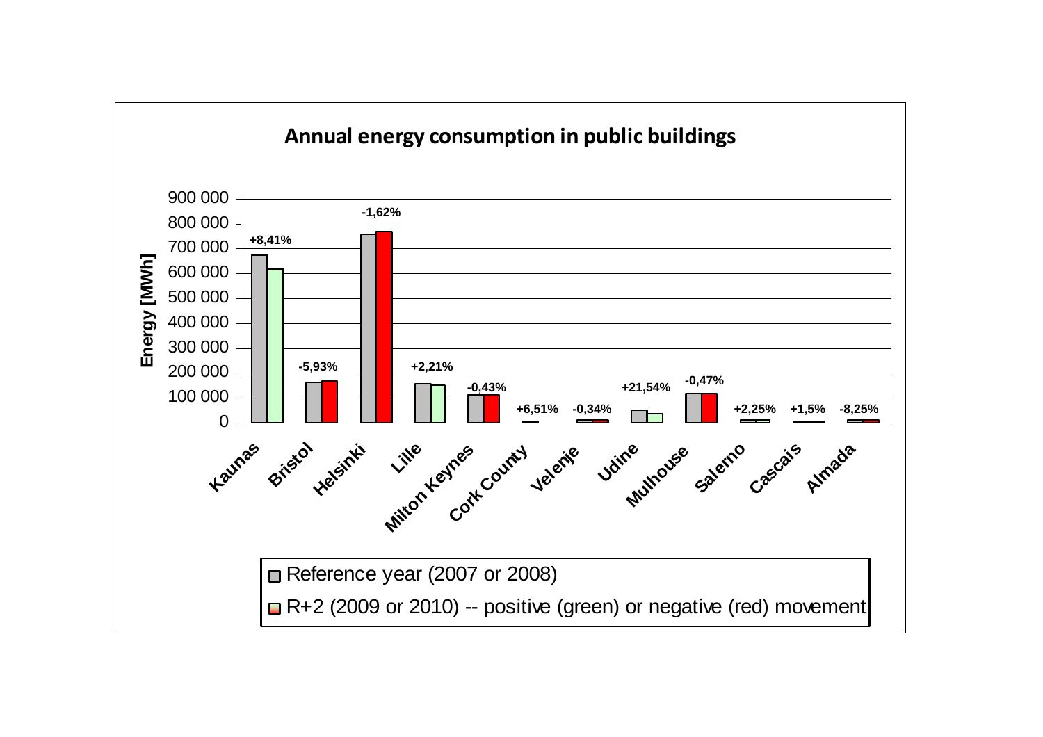## Annual energy consumption in public buildings

Energy [MWh]

| City | Change |
|---|---|
| Kaunas | +8,41% |
| Bristol | -5,93% |
| Helsinki | -1,62% |
| Lille | +2,21% |
| Milton Keynes | -0,43% |
| Cork County | +6,51% |
| Velenje | -0,34% |
| Udine | +21,54% |
| Mulhouse | -0,47% |
| Salerno | +2,25% |
| Cascais | +1,5% |
| Almada | -8,25% |

Reference year (2007 or 2008)

R+2 (2009 or 2010) -- positive (green) or negative (red) movement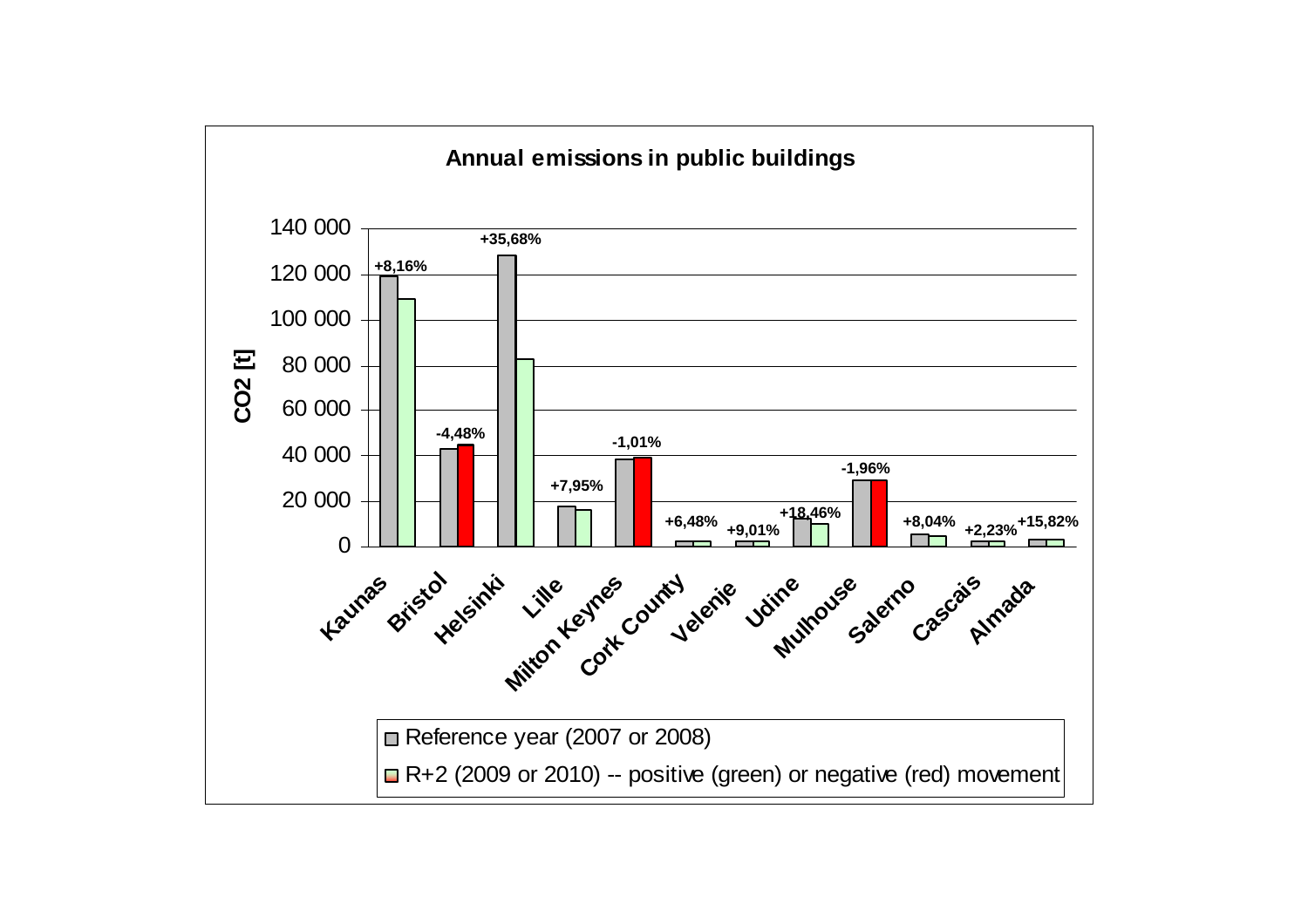**Annual emissions in public buildings**

CO2 [t]

| City | Change (R+2 vs reference year) |
|---|---|
| Kaunas | +8,16% |
| Bristol | -4,48% |
| Helsinki | +35,68% |
| Lille | +7,95% |
| Milton Keynes | -1,01% |
| Cork County | +6,48% |
| Velenje | +9,01% |
| Udine | +18,46% |
| Mulhouse | -1,96% |
| Salerno | +8,04% |
| Cascais | +2,23% |
| Almada | +15,82% |

Reference year (2007 or 2008)

R+2 (2009 or 2010) -- positive (green) or negative (red) movement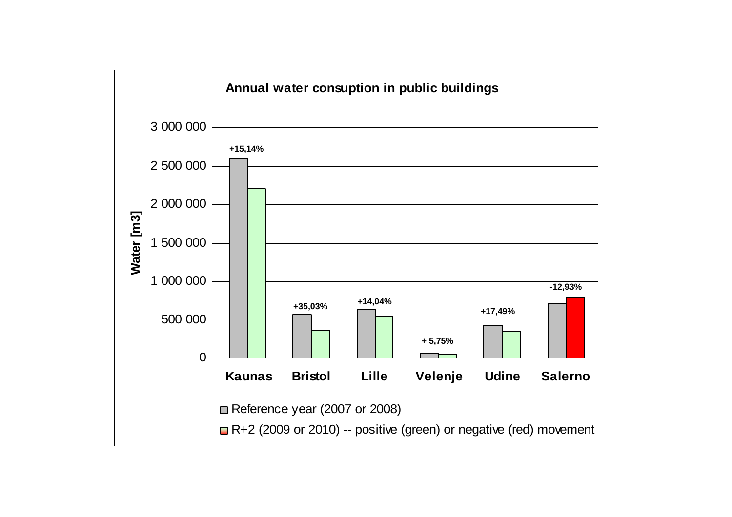Annual water consuption in public buildings

Water [m3]

3 000 000
2 500 000
2 000 000
1 500 000
1 000 000
500 000
0

+15,14%
+35,03%
+14,04%
+ 5,75%
+17,49%
-12,93%

Kaunas
Bristol
Lille
Velenje
Udine
Salerno

Reference year (2007 or 2008)

R+2 (2009 or 2010) -- positive (green) or negative (red) movement